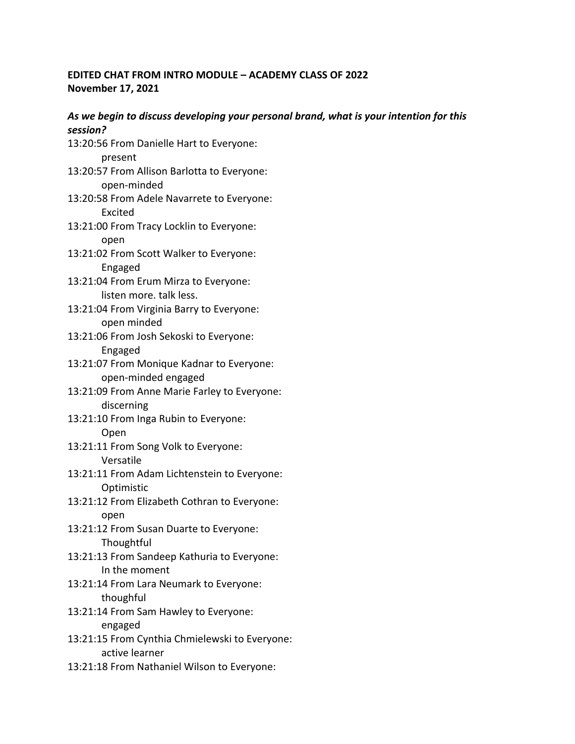**EDITED CHAT FROM INTRO MODULE – ACADEMY CLASS OF 2022**
**November 17, 2021**

***As we begin to discuss developing your personal brand, what is your intention for this session?***

13:20:56 From Danielle Hart to Everyone:
    present
13:20:57 From Allison Barlotta to Everyone:
    open-minded
13:20:58 From Adele Navarrete to Everyone:
    Excited
13:21:00 From Tracy Locklin to Everyone:
    open
13:21:02 From Scott Walker to Everyone:
    Engaged
13:21:04 From Erum Mirza to Everyone:
    listen more. talk less.
13:21:04 From Virginia Barry to Everyone:
    open minded
13:21:06 From Josh Sekoski to Everyone:
    Engaged
13:21:07 From Monique Kadnar to Everyone:
    open-minded engaged
13:21:09 From Anne Marie Farley to Everyone:
    discerning
13:21:10 From Inga Rubin to Everyone:
    Open
13:21:11 From Song Volk to Everyone:
    Versatile
13:21:11 From Adam Lichtenstein to Everyone:
    Optimistic
13:21:12 From Elizabeth Cothran to Everyone:
    open
13:21:12 From Susan Duarte to Everyone:
    Thoughtful
13:21:13 From Sandeep Kathuria to Everyone:
    In the moment
13:21:14 From Lara Neumark to Everyone:
    thoughful
13:21:14 From Sam Hawley to Everyone:
    engaged
13:21:15 From Cynthia Chmielewski to Everyone:
    active learner
13:21:18 From Nathaniel Wilson to Everyone: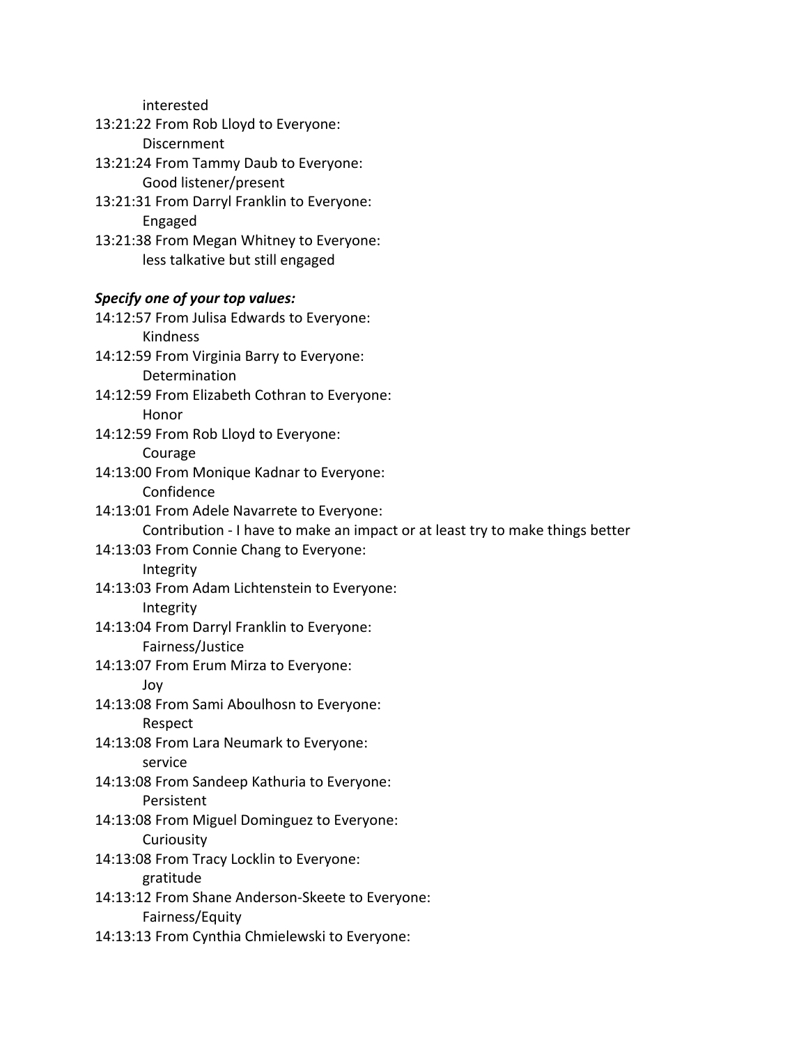interested

13:21:22 From Rob Lloyd to Everyone:
Discernment

13:21:24 From Tammy Daub to Everyone:
Good listener/present

13:21:31 From Darryl Franklin to Everyone:
Engaged

13:21:38 From Megan Whitney to Everyone:
less talkative but still engaged

***Specify one of your top values:***

14:12:57 From Julisa Edwards to Everyone:
Kindness

14:12:59 From Virginia Barry to Everyone:
Determination

14:12:59 From Elizabeth Cothran to Everyone:
Honor

14:12:59 From Rob Lloyd to Everyone:
Courage

14:13:00 From Monique Kadnar to Everyone:
Confidence

14:13:01 From Adele Navarrete to Everyone:
Contribution - I have to make an impact or at least try to make things better

14:13:03 From Connie Chang to Everyone:
Integrity

14:13:03 From Adam Lichtenstein to Everyone:
Integrity

14:13:04 From Darryl Franklin to Everyone:
Fairness/Justice

14:13:07 From Erum Mirza to Everyone:
Joy

14:13:08 From Sami Aboulhosn to Everyone:
Respect

14:13:08 From Lara Neumark to Everyone:
service

14:13:08 From Sandeep Kathuria to Everyone:
Persistent

14:13:08 From Miguel Dominguez to Everyone:
Curiousity

14:13:08 From Tracy Locklin to Everyone:
gratitude

14:13:12 From Shane Anderson-Skeete to Everyone:
Fairness/Equity

14:13:13 From Cynthia Chmielewski to Everyone: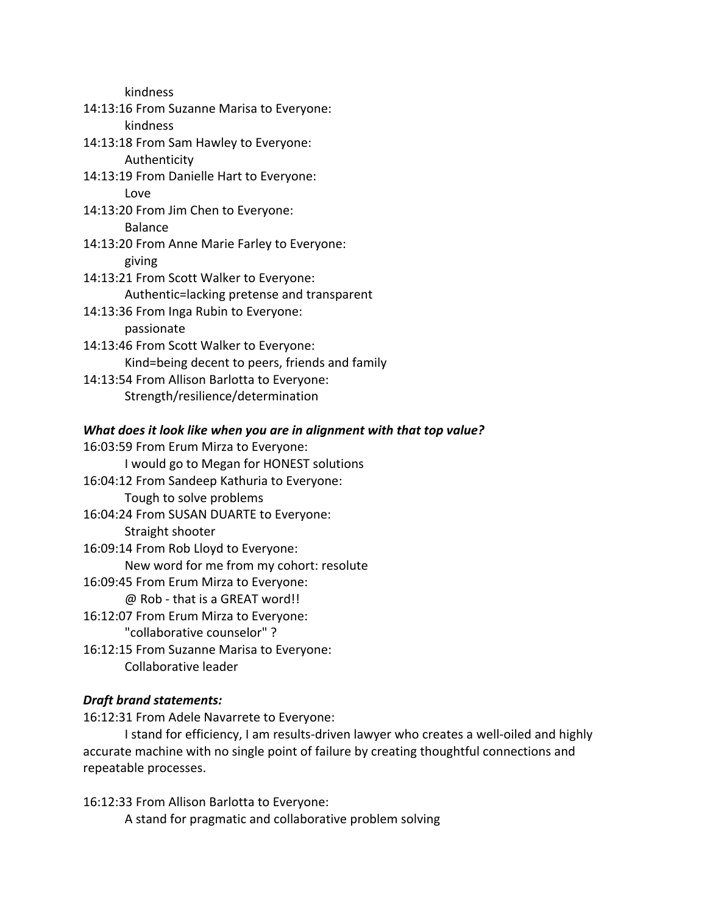kindness

14:13:16 From Suzanne Marisa to Everyone:
kindness

14:13:18 From Sam Hawley to Everyone:
Authenticity

14:13:19 From Danielle Hart to Everyone:
Love

14:13:20 From Jim Chen to Everyone:
Balance

14:13:20 From Anne Marie Farley to Everyone:
giving

14:13:21 From Scott Walker to Everyone:
Authentic=lacking pretense and transparent

14:13:36 From Inga Rubin to Everyone:
passionate

14:13:46 From Scott Walker to Everyone:
Kind=being decent to peers, friends and family

14:13:54 From Allison Barlotta to Everyone:
Strength/resilience/determination

***What does it look like when you are in alignment with that top value?***

16:03:59 From Erum Mirza to Everyone:
I would go to Megan for HONEST solutions

16:04:12 From Sandeep Kathuria to Everyone:
Tough to solve problems

16:04:24 From SUSAN DUARTE to Everyone:
Straight shooter

16:09:14 From Rob Lloyd to Everyone:
New word for me from my cohort: resolute

16:09:45 From Erum Mirza to Everyone:
@ Rob - that is a GREAT word!!

16:12:07 From Erum Mirza to Everyone:
"collaborative counselor" ?

16:12:15 From Suzanne Marisa to Everyone:
Collaborative leader

***Draft brand statements:***

16:12:31 From Adele Navarrete to Everyone:
I stand for efficiency, I am results-driven lawyer who creates a well-oiled and highly accurate machine with no single point of failure by creating thoughtful connections and repeatable processes.

16:12:33 From Allison Barlotta to Everyone:
A stand for pragmatic and collaborative problem solving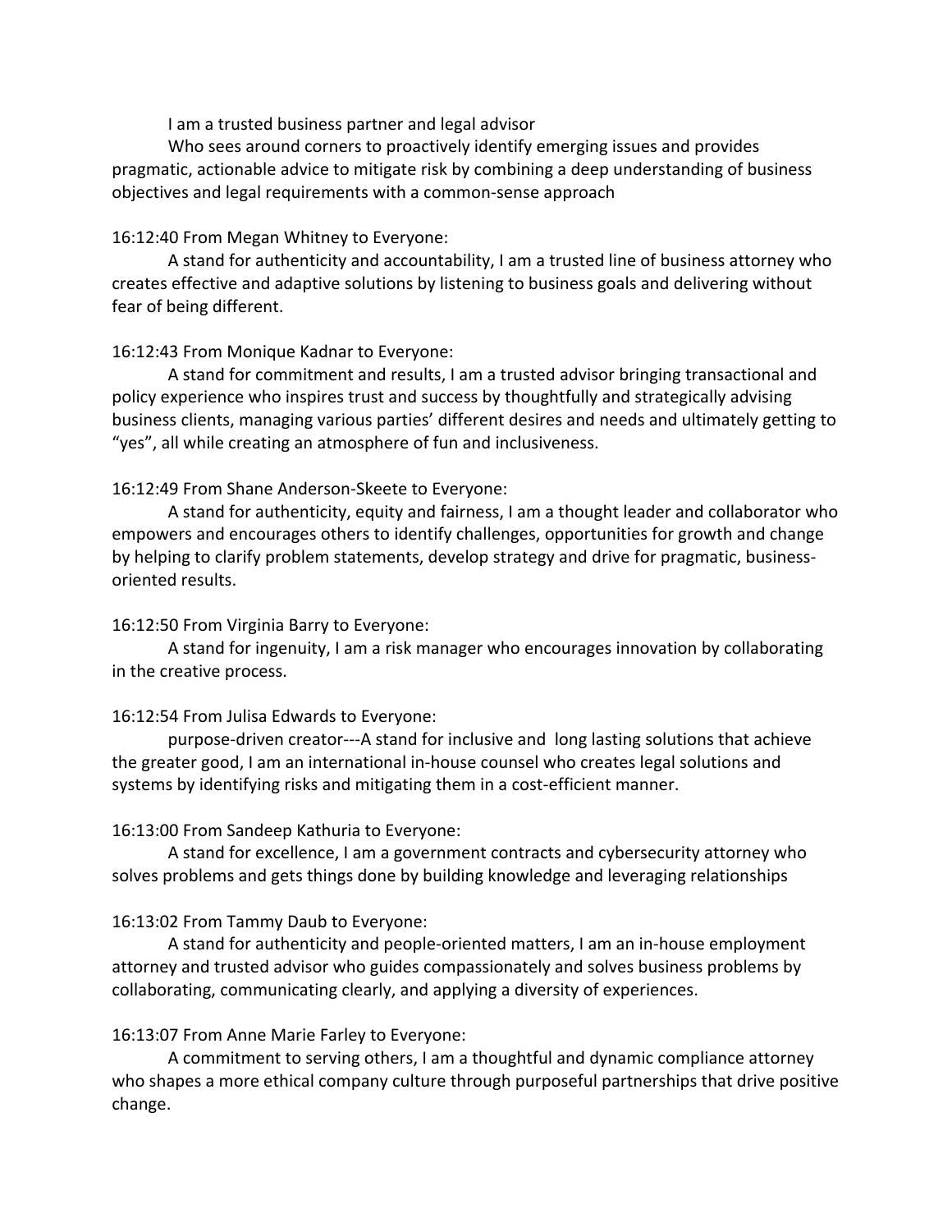I am a trusted business partner and legal advisor

Who sees around corners to proactively identify emerging issues and provides pragmatic, actionable advice to mitigate risk by combining a deep understanding of business objectives and legal requirements with a common-sense approach

16:12:40 From Megan Whitney to Everyone:

A stand for authenticity and accountability, I am a trusted line of business attorney who creates effective and adaptive solutions by listening to business goals and delivering without fear of being different.

16:12:43 From Monique Kadnar to Everyone:

A stand for commitment and results, I am a trusted advisor bringing transactional and policy experience who inspires trust and success by thoughtfully and strategically advising business clients, managing various parties' different desires and needs and ultimately getting to "yes", all while creating an atmosphere of fun and inclusiveness.

16:12:49 From Shane Anderson-Skeete to Everyone:

A stand for authenticity, equity and fairness, I am a thought leader and collaborator who empowers and encourages others to identify challenges, opportunities for growth and change by helping to clarify problem statements, develop strategy and drive for pragmatic, business-oriented results.

16:12:50 From Virginia Barry to Everyone:

A stand for ingenuity, I am a risk manager who encourages innovation by collaborating in the creative process.

16:12:54 From Julisa Edwards to Everyone:

purpose-driven creator---A stand for inclusive and long lasting solutions that achieve the greater good, I am an international in-house counsel who creates legal solutions and systems by identifying risks and mitigating them in a cost-efficient manner.

16:13:00 From Sandeep Kathuria to Everyone:

A stand for excellence, I am a government contracts and cybersecurity attorney who solves problems and gets things done by building knowledge and leveraging relationships

16:13:02 From Tammy Daub to Everyone:

A stand for authenticity and people-oriented matters, I am an in-house employment attorney and trusted advisor who guides compassionately and solves business problems by collaborating, communicating clearly, and applying a diversity of experiences.

16:13:07 From Anne Marie Farley to Everyone:

A commitment to serving others, I am a thoughtful and dynamic compliance attorney who shapes a more ethical company culture through purposeful partnerships that drive positive change.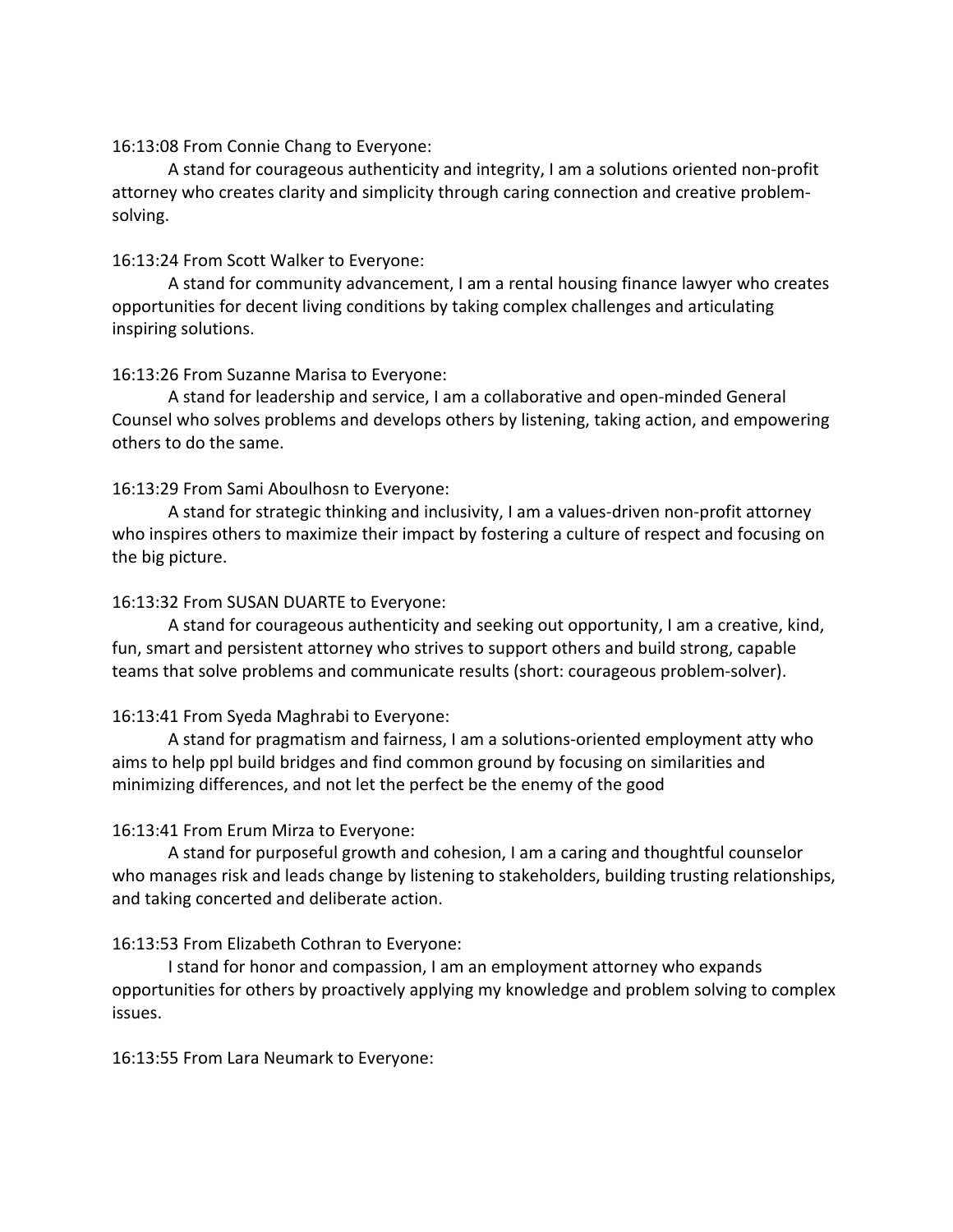16:13:08 From Connie Chang to Everyone:

A stand for courageous authenticity and integrity, I am a solutions oriented non-profit attorney who creates clarity and simplicity through caring connection and creative problem-solving.

16:13:24 From Scott Walker to Everyone:

A stand for community advancement, I am a rental housing finance lawyer who creates opportunities for decent living conditions by taking complex challenges and articulating inspiring solutions.

16:13:26 From Suzanne Marisa to Everyone:

A stand for leadership and service, I am a collaborative and open-minded General Counsel who solves problems and develops others by listening, taking action, and empowering others to do the same.

16:13:29 From Sami Aboulhosn to Everyone:

A stand for strategic thinking and inclusivity, I am a values-driven non-profit attorney who inspires others to maximize their impact by fostering a culture of respect and focusing on the big picture.

16:13:32 From SUSAN DUARTE to Everyone:

A stand for courageous authenticity and seeking out opportunity, I am a creative, kind, fun, smart and persistent attorney who strives to support others and build strong, capable teams that solve problems and communicate results (short: courageous problem-solver).

16:13:41 From Syeda Maghrabi to Everyone:

A stand for pragmatism and fairness, I am a solutions-oriented employment atty who aims to help ppl build bridges and find common ground by focusing on similarities and minimizing differences, and not let the perfect be the enemy of the good

16:13:41 From Erum Mirza to Everyone:

A stand for purposeful growth and cohesion, I am a caring and thoughtful counselor who manages risk and leads change by listening to stakeholders, building trusting relationships, and taking concerted and deliberate action.

16:13:53 From Elizabeth Cothran to Everyone:

I stand for honor and compassion, I am an employment attorney who expands opportunities for others by proactively applying my knowledge and problem solving to complex issues.

16:13:55 From Lara Neumark to Everyone: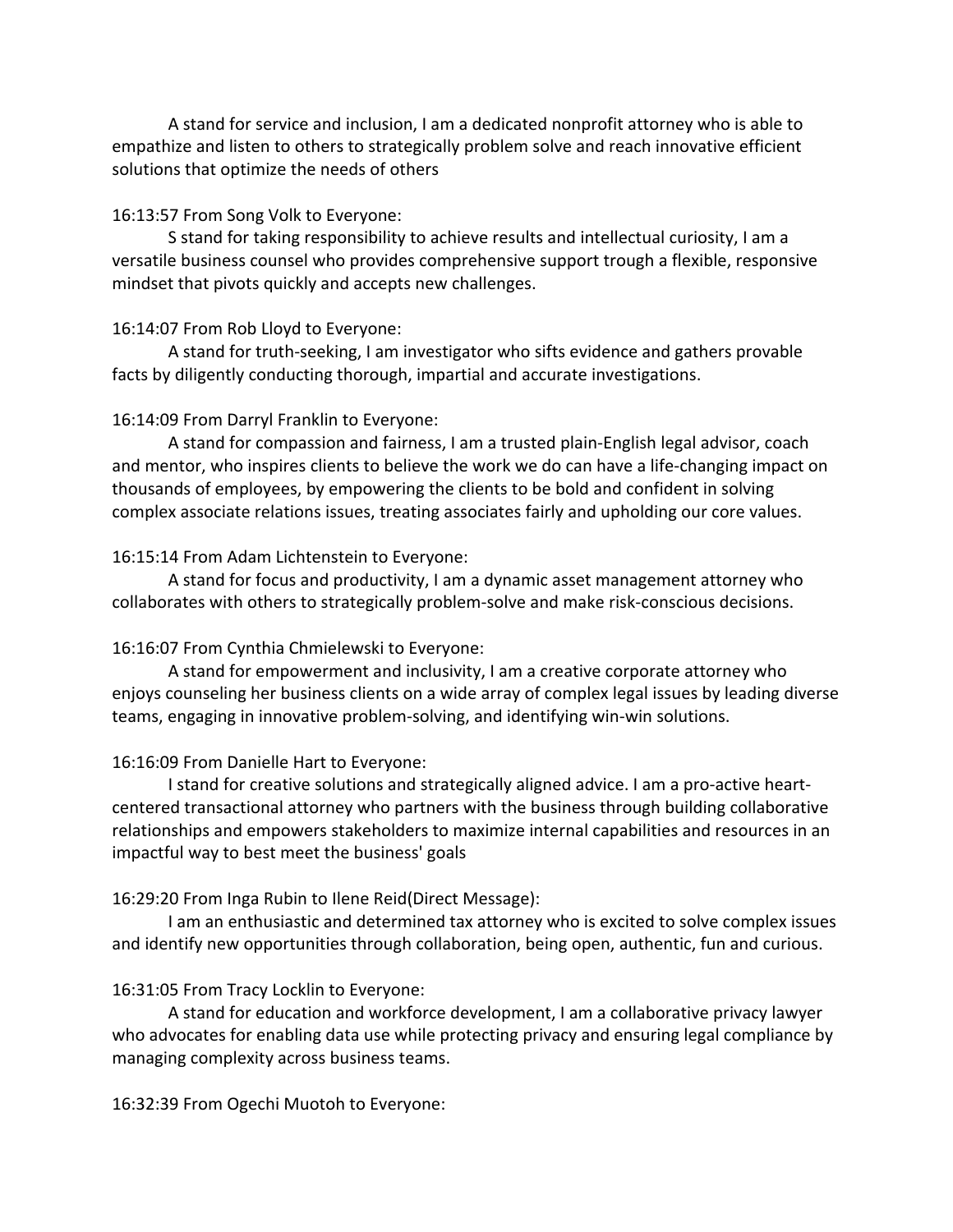A stand for service and inclusion, I am a dedicated nonprofit attorney who is able to empathize and listen to others to strategically problem solve and reach innovative efficient solutions that optimize the needs of others

16:13:57 From Song Volk to Everyone:

S stand for taking responsibility to achieve results and intellectual curiosity, I am a versatile business counsel who provides comprehensive support trough a flexible, responsive mindset that pivots quickly and accepts new challenges.

16:14:07 From Rob Lloyd to Everyone:

A stand for truth-seeking, I am investigator who sifts evidence and gathers provable facts by diligently conducting thorough, impartial and accurate investigations.

16:14:09 From Darryl Franklin to Everyone:

A stand for compassion and fairness, I am a trusted plain-English legal advisor, coach and mentor, who inspires clients to believe the work we do can have a life-changing impact on thousands of employees, by empowering the clients to be bold and confident in solving complex associate relations issues, treating associates fairly and upholding our core values.

16:15:14 From Adam Lichtenstein to Everyone:

A stand for focus and productivity, I am a dynamic asset management attorney who collaborates with others to strategically problem-solve and make risk-conscious decisions.

16:16:07 From Cynthia Chmielewski to Everyone:

A stand for empowerment and inclusivity, I am a creative corporate attorney who enjoys counseling her business clients on a wide array of complex legal issues by leading diverse teams, engaging in innovative problem-solving, and identifying win-win solutions.

16:16:09 From Danielle Hart to Everyone:

I stand for creative solutions and strategically aligned advice. I am a pro-active heart-centered transactional attorney who partners with the business through building collaborative relationships and empowers stakeholders to maximize internal capabilities and resources in an impactful way to best meet the business' goals

16:29:20 From Inga Rubin to Ilene Reid(Direct Message):

I am an enthusiastic and determined tax attorney who is excited to solve complex issues and identify new opportunities through collaboration, being open, authentic, fun and curious.

16:31:05 From Tracy Locklin to Everyone:

A stand for education and workforce development, I am a collaborative privacy lawyer who advocates for enabling data use while protecting privacy and ensuring legal compliance by managing complexity across business teams.

16:32:39 From Ogechi Muotoh to Everyone: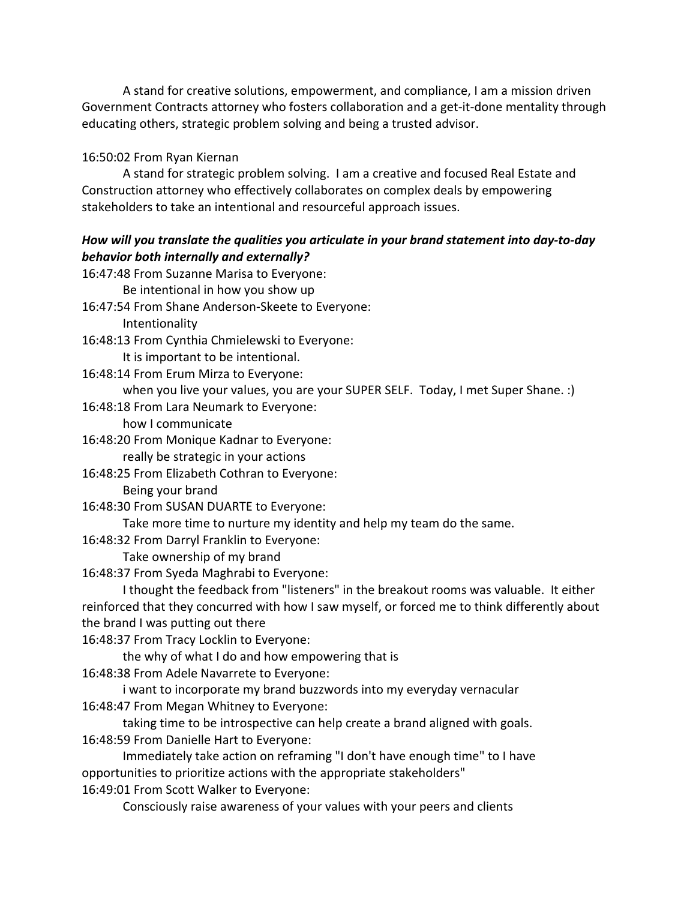A stand for creative solutions, empowerment, and compliance, I am a mission driven Government Contracts attorney who fosters collaboration and a get-it-done mentality through educating others, strategic problem solving and being a trusted advisor.

16:50:02 From Ryan Kiernan

A stand for strategic problem solving. I am a creative and focused Real Estate and Construction attorney who effectively collaborates on complex deals by empowering stakeholders to take an intentional and resourceful approach issues.

***How will you translate the qualities you articulate in your brand statement into day-to-day behavior both internally and externally?***

16:47:48 From Suzanne Marisa to Everyone:
Be intentional in how you show up

16:47:54 From Shane Anderson-Skeete to Everyone:
Intentionality

16:48:13 From Cynthia Chmielewski to Everyone:
It is important to be intentional.

16:48:14 From Erum Mirza to Everyone:
when you live your values, you are your SUPER SELF. Today, I met Super Shane. :)

16:48:18 From Lara Neumark to Everyone:
how I communicate

16:48:20 From Monique Kadnar to Everyone:
really be strategic in your actions

16:48:25 From Elizabeth Cothran to Everyone:
Being your brand

16:48:30 From SUSAN DUARTE to Everyone:
Take more time to nurture my identity and help my team do the same.

16:48:32 From Darryl Franklin to Everyone:
Take ownership of my brand

16:48:37 From Syeda Maghrabi to Everyone:
I thought the feedback from "listeners" in the breakout rooms was valuable. It either reinforced that they concurred with how I saw myself, or forced me to think differently about the brand I was putting out there

16:48:37 From Tracy Locklin to Everyone:
the why of what I do and how empowering that is

16:48:38 From Adele Navarrete to Everyone:
i want to incorporate my brand buzzwords into my everyday vernacular

16:48:47 From Megan Whitney to Everyone:
taking time to be introspective can help create a brand aligned with goals.

16:48:59 From Danielle Hart to Everyone:
Immediately take action on reframing "I don't have enough time" to I have opportunities to prioritize actions with the appropriate stakeholders"

16:49:01 From Scott Walker to Everyone:
Consciously raise awareness of your values with your peers and clients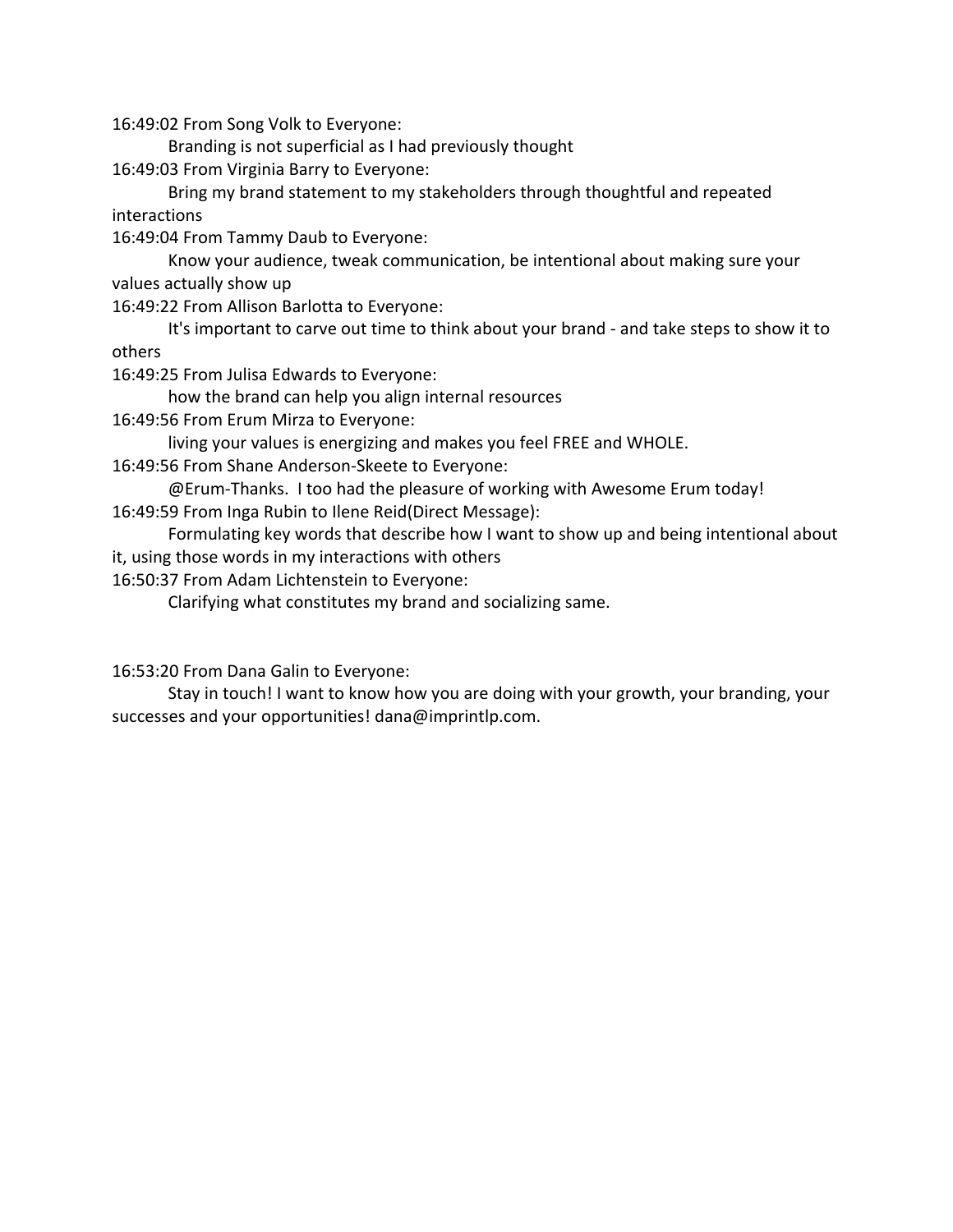16:49:02 From Song Volk to Everyone:

Branding is not superficial as I had previously thought

16:49:03 From Virginia Barry to Everyone:

Bring my brand statement to my stakeholders through thoughtful and repeated interactions

16:49:04 From Tammy Daub to Everyone:

Know your audience, tweak communication, be intentional about making sure your values actually show up

16:49:22 From Allison Barlotta to Everyone:

It's important to carve out time to think about your brand - and take steps to show it to others

16:49:25 From Julisa Edwards to Everyone:

how the brand can help you align internal resources

16:49:56 From Erum Mirza to Everyone:

living your values is energizing and makes you feel FREE and WHOLE.

16:49:56 From Shane Anderson-Skeete to Everyone:

@Erum-Thanks. I too had the pleasure of working with Awesome Erum today!

16:49:59 From Inga Rubin to Ilene Reid(Direct Message):

Formulating key words that describe how I want to show up and being intentional about it, using those words in my interactions with others

16:50:37 From Adam Lichtenstein to Everyone:

Clarifying what constitutes my brand and socializing same.

16:53:20 From Dana Galin to Everyone:

Stay in touch! I want to know how you are doing with your growth, your branding, your successes and your opportunities! dana@imprintlp.com.